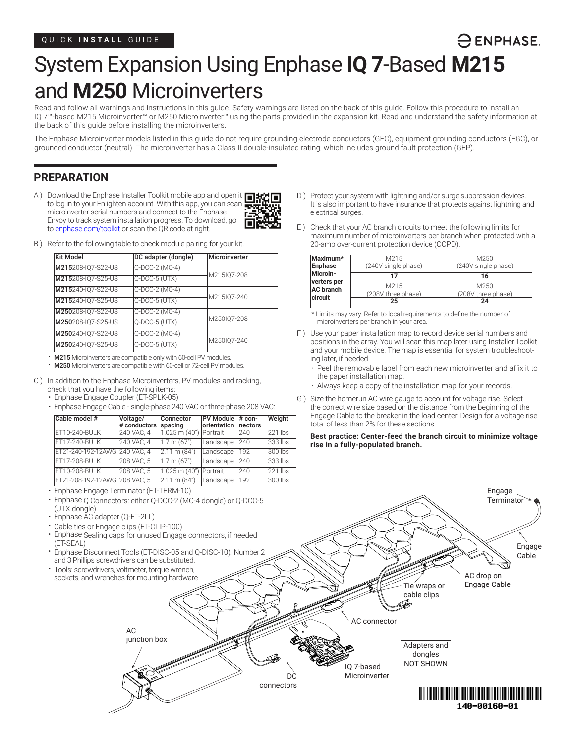QUICK **INSTALL** GUIDE

# System Expansion Using Enphase **IQ 7**-Based **M215** and **M250** Microinverters

Read and follow all warnings and instructions in this guide. Safety warnings are listed on the back of this guide. Follow this procedure to install an IQ 7™-based M215 Microinverter™ or M250 Microinverter™ using the parts provided in the expansion kit. Read and understand the safety information at the back of this guide before installing the microinverters.

The Enphase Microinverter models listed in this guide do not require grounding electrode conductors (GEC), equipment grounding conductors (EGC), or grounded conductor (neutral). The microinverter has a Class II double-insulated rating, which includes ground fault protection (GFP).

## PREPARATION

A ) Download the Enphase Installer Toolkit mobile app and open it to log in to your Enlighten account. With this app, you can scan microinverter serial numbers and connect to the Enphase Envoy to track system installation progress. To download, go to enphase.com/toolkit or scan the QR code at right.

B ) Refer to the following table to check module pairing for your kit.

| Kit Model | DC adapter (dongle) | Microinverter |
|---|---|---|
| **M215**208-IQ7-S22-US | Q-DCC-2 (MC-4) | M215IQ7-208 |
| **M215**208-IQ7-S25-US | Q-DCC-5 (UTX) | |
| **M215**240-IQ7-S22-US | Q-DCC-2 (MC-4) | M215IQ7-240 |
| **M215**240-IQ7-S25-US | Q-DCC-5 (UTX) | |
| **M250**208-IQ7-S22-US | Q-DCC-2 (MC-4) | M250IQ7-208 |
| **M250**208-IQ7-S25-US | Q-DCC-5 (UTX) | |
| **M250**240-IQ7-S22-US | Q-DCC-2 (MC-4) | M250IQ7-240 |
| **M250**240-IQ7-S25-US | Q-DCC-5 (UTX) | |

- **M215** Microinverters are compatible only with 60-cell PV modules.
- **M250** Microinverters are compatible with 60-cell or 72-cell PV modules.

C ) In addition to the Enphase Microinverters, PV modules and racking, check that you have the following items:

- Enphase Engage Coupler (ET-SPLK-05)
- Enphase Engage Cable - single-phase 240 VAC or three-phase 208 VAC:

| Cable model # | Voltage/ # conductors | Connector spacing | PV Module orientation | # connectors | Weight |
|---|---|---|---|---|---|
| ET10-240-BULK | 240 VAC, 4 | 1.025 m (40") | Portrait | 240 | 221 lbs |
| ET17-240-BULK | 240 VAC, 4 | 1.7 m (67") | Landscape | 240 | 333 lbs |
| ET21-240-192-12AWG | 240 VAC, 4 | 2.11 m (84") | Landscape | 192 | 300 lbs |
| ET17-208-BULK | 208 VAC, 5 | 1.7 m (67") | Landscape | 240 | 333 lbs |
| ET10-208-BULK | 208 VAC, 5 | 1.025 m (40") | Portrait | 240 | 221 lbs |
| ET21-208-192-12AWG | 208 VAC, 5 | 2.11 m (84") | Landscape | 192 | 300 lbs |

- Enphase Engage Terminator (ET-TERM-10)
- Enphase Q Connectors: either Q-DCC-2 (MC-4 dongle) or Q-DCC-5 (UTX dongle)
- Enphase AC adapter (Q-ET-2LL)
- Cable ties or Engage clips (ET-CLIP-100)
- Enphase Sealing caps for unused Engage connectors, if needed (ET-SEAL)
- Enphase Disconnect Tools (ET-DISC-05 and Q-DISC-10). Number 2 and 3 Phillips screwdrivers can be substituted.
- Tools: screwdrivers, voltmeter, torque wrench, sockets, and wrenches for mounting hardware

D ) Protect your system with lightning and/or surge suppression devices. It is also important to have insurance that protects against lightning and electrical surges.

E ) Check that your AC branch circuits to meet the following limits for maximum number of microinverters per branch when protected with a 20-amp over-current protection device (OCPD).

| Maximum* Enphase Microinverters per AC branch circuit | M215 (240V single phase) | M250 (240V single phase) |
|---|---|---|
| | **17** | **16** |
| | M215 (208V three phase) | M250 (208V three phase) |
| | **25** | **24** |

\* Limits may vary. Refer to local requirements to define the number of microinverters per branch in your area.

F ) Use your paper installation map to record device serial numbers and positions in the array. You will scan this map later using Installer Toolkit and your mobile device. The map is essential for system troubleshooting later, if needed.

- Peel the removable label from each new microinverter and affix it to the paper installation map.
- Always keep a copy of the installation map for your records.

G ) Size the homerun AC wire gauge to account for voltage rise. Select the correct wire size based on the distance from the beginning of the Engage Cable to the breaker in the load center. Design for a voltage rise total of less than 2% for these sections.

**Best practice: Center-feed the branch circuit to minimize voltage rise in a fully-populated branch.**

Engage Terminator
Engage Cable
AC drop on Engage Cable
Tie wraps or cable clips
AC connector
Adapters and dongles NOT SHOWN
AC junction box
DC connectors
IQ 7-based Microinverter

140-00160-01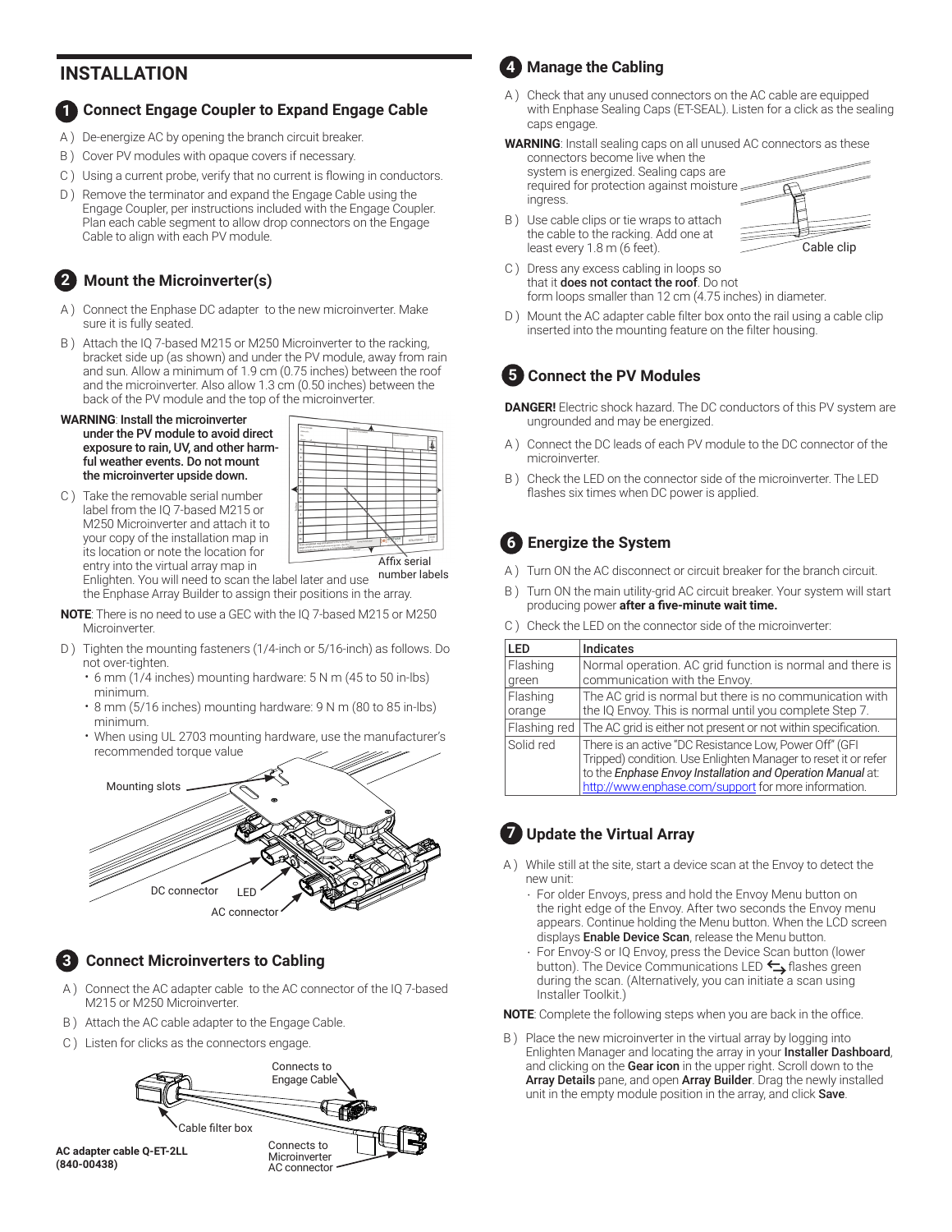## INSTALLATION

### 1 Connect Engage Coupler to Expand Engage Cable

A ) De-energize AC by opening the branch circuit breaker.

B ) Cover PV modules with opaque covers if necessary.

C ) Using a current probe, verify that no current is flowing in conductors.

D ) Remove the terminator and expand the Engage Cable using the Engage Coupler, per instructions included with the Engage Coupler. Plan each cable segment to allow drop connectors on the Engage Cable to align with each PV module.

### 2 Mount the Microinverter(s)

A ) Connect the Enphase DC adapter to the new microinverter. Make sure it is fully seated.

B ) Attach the IQ 7-based M215 or M250 Microinverter to the racking, bracket side up (as shown) and under the PV module, away from rain and sun. Allow a minimum of 1.9 cm (0.75 inches) between the roof and the microinverter. Also allow 1.3 cm (0.50 inches) between the back of the PV module and the top of the microinverter.

**WARNING**: **Install the microinverter under the PV module to avoid direct exposure to rain, UV, and other harmful weather events. Do not mount the microinverter upside down.**

C ) Take the removable serial number label from the IQ 7-based M215 or M250 Microinverter and attach it to your copy of the installation map in its location or note the location for entry into the virtual array map in Enlighten. You will need to scan the label later and use the Enphase Array Builder to assign their positions in the array.

Affix serial number labels

**NOTE**: There is no need to use a GEC with the IQ 7-based M215 or M250 Microinverter.

D ) Tighten the mounting fasteners (1/4-inch or 5/16-inch) as follows. Do not over-tighten.
- 6 mm (1/4 inches) mounting hardware: 5 N m (45 to 50 in-lbs) minimum.
- 8 mm (5/16 inches) mounting hardware: 9 N m (80 to 85 in-lbs) minimum.
- When using UL 2703 mounting hardware, use the manufacturer's recommended torque value

Mounting slots

DC connector

LED

AC connector

### 3 Connect Microinverters to Cabling

A ) Connect the AC adapter cable to the AC connector of the IQ 7-based M215 or M250 Microinverter.

B ) Attach the AC cable adapter to the Engage Cable.

C ) Listen for clicks as the connectors engage.

Connects to Engage Cable

Cable filter box

**AC adapter cable Q-ET-2LL (840-00438)**

Connects to Microinverter AC connector

### 4 Manage the Cabling

A ) Check that any unused connectors on the AC cable are equipped with Enphase Sealing Caps (ET-SEAL). Listen for a click as the sealing caps engage.

**WARNING**: Install sealing caps on all unused AC connectors as these connectors become live when the system is energized. Sealing caps are required for protection against moisture ingress.

B ) Use cable clips or tie wraps to attach the cable to the racking. Add one at least every 1.8 m (6 feet).

Cable clip

C ) Dress any excess cabling in loops so that it **does not contact the roof**. Do not form loops smaller than 12 cm (4.75 inches) in diameter.

D ) Mount the AC adapter cable filter box onto the rail using a cable clip inserted into the mounting feature on the filter housing.

### 5 Connect the PV Modules

**DANGER!** Electric shock hazard. The DC conductors of this PV system are ungrounded and may be energized.

A ) Connect the DC leads of each PV module to the DC connector of the microinverter.

B ) Check the LED on the connector side of the microinverter. The LED flashes six times when DC power is applied.

### 6 Energize the System

A ) Turn ON the AC disconnect or circuit breaker for the branch circuit.

B ) Turn ON the main utility-grid AC circuit breaker. Your system will start producing power **after a five-minute wait time.**

C ) Check the LED on the connector side of the microinverter:

| LED | Indicates |
|---|---|
| Flashing green | Normal operation. AC grid function is normal and there is communication with the Envoy. |
| Flashing orange | The AC grid is normal but there is no communication with the IQ Envoy. This is normal until you complete Step 7. |
| Flashing red | The AC grid is either not present or not within specification. |
| Solid red | There is an active "DC Resistance Low, Power Off" (GFI Tripped) condition. Use Enlighten Manager to reset it or refer to the *Enphase Envoy Installation and Operation Manual* at: http://www.enphase.com/support for more information. |

### 7 Update the Virtual Array

A ) While still at the site, start a device scan at the Envoy to detect the new unit:
- For older Envoys, press and hold the Envoy Menu button on the right edge of the Envoy. After two seconds the Envoy menu appears. Continue holding the Menu button. When the LCD screen displays **Enable Device Scan**, release the Menu button.
- For Envoy-S or IQ Envoy, press the Device Scan button (lower button). The Device Communications LED ⇆ flashes green during the scan. (Alternatively, you can initiate a scan using Installer Toolkit.)

**NOTE**: Complete the following steps when you are back in the office.

B ) Place the new microinverter in the virtual array by logging into Enlighten Manager and locating the array in your **Installer Dashboard**, and clicking on the **Gear icon** in the upper right. Scroll down to the **Array Details** pane, and open **Array Builder**. Drag the newly installed unit in the empty module position in the array, and click **Save**.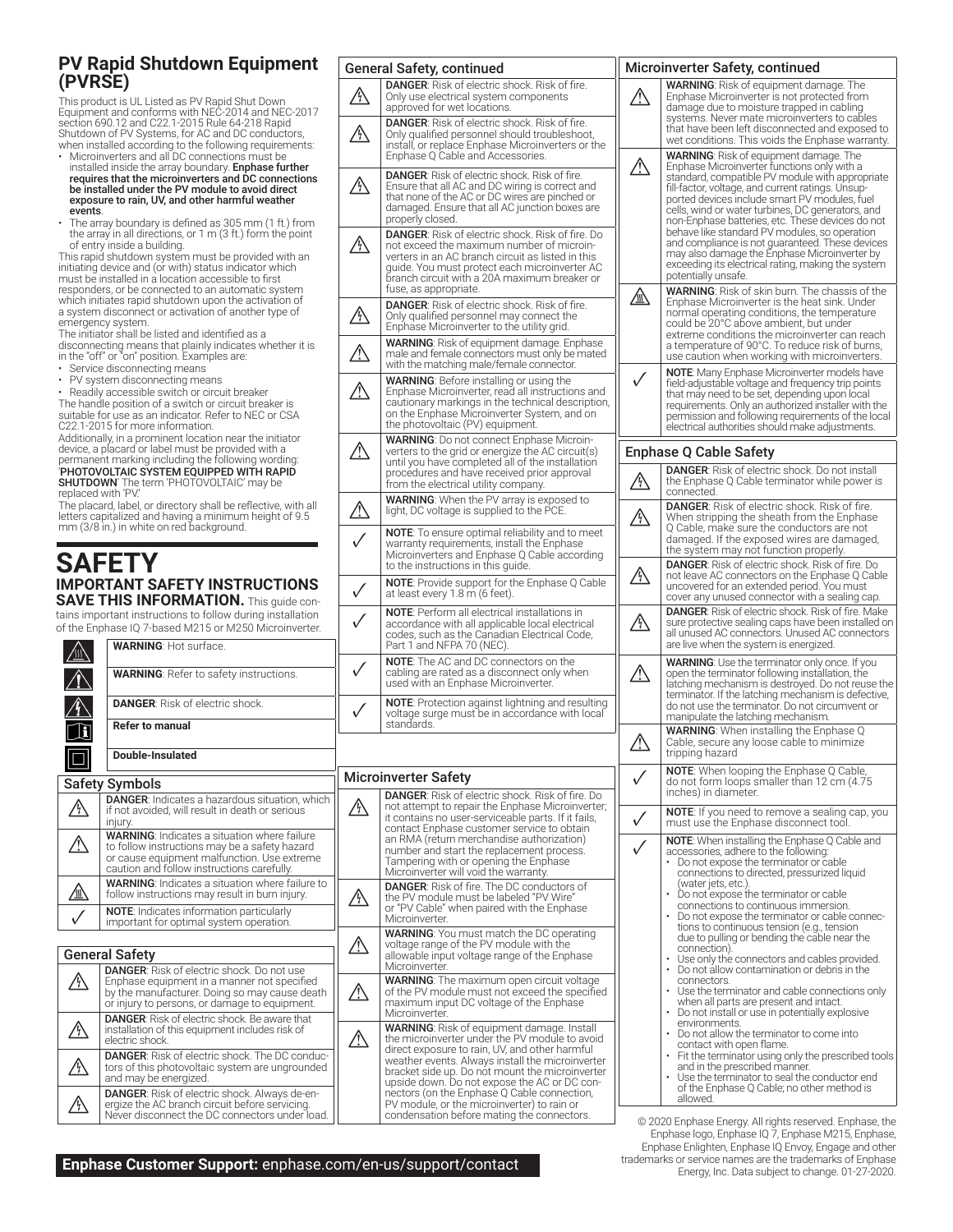## PV Rapid Shutdown Equipment (PVRSE)

This product is UL Listed as PV Rapid Shut Down Equipment and conforms with NEC-2014 and NEC-2017 section 690.12 and C22.1-2015 Rule 64-218 Rapid Shutdown of PV Systems, for AC and DC conductors, when installed according to the following requirements:

- Microinverters and all DC connections must be installed inside the array boundary. **Enphase further requires that the microinverters and DC connections be installed under the PV module to avoid direct exposure to rain, UV, and other harmful weather events**.
- The array boundary is defined as 305 mm (1 ft.) from the array in all directions, or 1 m (3 ft.) form the point of entry inside a building.

This rapid shutdown system must be provided with an initiating device and (or with) status indicator which must be installed in a location accessible to first responders, or be connected to an automatic system which initiates rapid shutdown upon the activation of a system disconnect or activation of another type of emergency system.

The initiator shall be listed and identified as a disconnecting means that plainly indicates whether it is in the "off" or "on" position. Examples are:

- Service disconnecting means
- PV system disconnecting means
- Readily accessible switch or circuit breaker

The handle position of a switch or circuit breaker is suitable for use as an indicator. Refer to NEC or CSA C22.1-2015 for more information.

Additionally, in a prominent location near the initiator device, a placard or label must be provided with a permanent marking including the following wording: '**PHOTOVOLTAIC SYSTEM EQUIPPED WITH RAPID SHUTDOWN**' The term 'PHOTOVOLTAIC' may be replaced with 'PV.'

The placard, label, or directory shall be reflective, with all letters capitalized and having a minimum height of 9.5 mm (3/8 in.) in white on red background.

# SAFETY

### IMPORTANT SAFETY INSTRUCTIONS

**SAVE THIS INFORMATION.** This guide contains important instructions to follow during installation of the Enphase IQ 7-based M215 or M250 Microinverter.

| Symbol | Meaning |
|---|---|
| ⚠ (hot surface) | **WARNING**: Hot surface. |
| ⚠ | **WARNING**: Refer to safety instructions. |
| ⚡ | **DANGER**: Risk of electric shock. |
| 📖 | **Refer to manual** |
| ☐ | **Double-Insulated** |

### Safety Symbols

| Symbol | Description |
|---|---|
| ⚡ | **DANGER**: Indicates a hazardous situation, which if not avoided, will result in death or serious injury. |
| ⚠ | **WARNING**: Indicates a situation where failure to follow instructions may be a safety hazard or cause equipment malfunction. Use extreme caution and follow instructions carefully. |
| ⚠ (hot surface) | **WARNING**: Indicates a situation where failure to follow instructions may result in burn injury. |
| ✓ | **NOTE**: Indicates information particularly important for optimal system operation. |

### General Safety

| Symbol | Description |
|---|---|
| ⚡ | **DANGER**: Risk of electric shock. Do not use Enphase equipment in a manner not specified by the manufacturer. Doing so may cause death or injury to persons, or damage to equipment. |
| ⚡ | **DANGER**: Risk of electric shock. Be aware that installation of this equipment includes risk of electric shock. |
| ⚡ | **DANGER**: Risk of electric shock. The DC conductors of this photovoltaic system are ungrounded and may be energized. |
| ⚡ | **DANGER**: Risk of electric shock. Always de-energize the AC branch circuit before servicing. Never disconnect the DC connectors under load. |

### General Safety, continued

| Symbol | Description |
|---|---|
| ⚡ | **DANGER**: Risk of electric shock. Risk of fire. Only use electrical system components approved for wet locations. |
| ⚡ | **DANGER**: Risk of electric shock. Risk of fire. Only qualified personnel should troubleshoot, install, or replace Enphase Microinverters or the Enphase Q Cable and Accessories. |
| ⚡ | **DANGER**: Risk of electric shock. Risk of fire. Ensure that all AC and DC wiring is correct and that none of the AC or DC wires are pinched or damaged. Ensure that all AC junction boxes are properly closed. |
| ⚡ | **DANGER**: Risk of electric shock. Risk of fire. Do not exceed the maximum number of microinverters in an AC branch circuit as listed in this guide. You must protect each microinverter AC branch circuit with a 20A maximum breaker or fuse, as appropriate. |
| ⚡ | **DANGER**: Risk of electric shock. Risk of fire. Only qualified personnel may connect the Enphase Microinverter to the utility grid. |
| ⚠ | **WARNING**: Risk of equipment damage. Enphase male and female connectors must only be mated with the matching male/female connector. |
| ⚠ | **WARNING**: Before installing or using the Enphase Microinverter, read all instructions and cautionary markings in the technical description, on the Enphase Microinverter System, and on the photovoltaic (PV) equipment. |
| ⚠ | **WARNING**: Do not connect Enphase Microinverters to the grid or energize the AC circuit(s) until you have completed all of the installation procedures and have received prior approval from the electrical utility company. |
| ⚠ | **WARNING**: When the PV array is exposed to light, DC voltage is supplied to the PCE. |
| ✓ | **NOTE**: To ensure optimal reliability and to meet warranty requirements, install the Enphase Microinverters and Enphase Q Cable according to the instructions in this guide. |
| ✓ | **NOTE**: Provide support for the Enphase Q Cable at least every 1.8 m (6 feet). |
| ✓ | **NOTE**: Perform all electrical installations in accordance with all applicable local electrical codes, such as the Canadian Electrical Code, Part 1 and NFPA 70 (NEC). |
| ✓ | **NOTE**: The AC and DC connectors on the cabling are rated as a disconnect only when used with an Enphase Microinverter. |
| ✓ | **NOTE**: Protection against lightning and resulting voltage surge must be in accordance with local standards. |

### Microinverter Safety

| Symbol | Description |
|---|---|
| ⚡ | **DANGER**: Risk of electric shock. Risk of fire. Do not attempt to repair the Enphase Microinverter; it contains no user-serviceable parts. If it fails, contact Enphase customer service to obtain an RMA (return merchandise authorization) number and start the replacement process. Tampering with or opening the Enphase Microinverter will void the warranty. |
| ⚡ | **DANGER**: Risk of fire. The DC conductors of the PV module must be labeled "PV Wire" or "PV Cable" when paired with the Enphase Microinverter. |
| ⚠ | **WARNING**: You must match the DC operating voltage range of the PV module with the allowable input voltage range of the Enphase Microinverter. |
| ⚠ | **WARNING**: The maximum open circuit voltage of the PV module must not exceed the specified maximum input DC voltage of the Enphase Microinverter. |
| ⚠ | **WARNING**: Risk of equipment damage. Install the microinverter under the PV module to avoid direct exposure to rain, UV, and other harmful weather events. Always install the microinverter bracket side up. Do not mount the microinverter upside down. Do not expose the AC or DC connectors (on the Enphase Q Cable connection, PV module, or the microinverter) to rain or condensation before mating the connectors. |

### Microinverter Safety, continued

| Symbol | Description |
|---|---|
| ⚠ | **WARNING**: Risk of equipment damage. The Enphase Microinverter is not protected from damage due to moisture trapped in cabling systems. Never mate microinverters to cables that have been left disconnected and exposed to wet conditions. This voids the Enphase warranty. |
| ⚠ | **WARNING**: Risk of equipment damage. The Enphase Microinverter functions only with a standard, compatible PV module with appropriate fill-factor, voltage, and current ratings. Unsupported devices include smart PV modules, fuel cells, wind or water turbines, DC generators, and non-Enphase batteries, etc. These devices do not behave like standard PV modules, so operation and compliance is not guaranteed. These devices may also damage the Enphase Microinverter by exceeding its electrical rating, making the system potentially unsafe. |
| ⚠ (hot surface) | **WARNING**: Risk of skin burn. The chassis of the Enphase Microinverter is the heat sink. Under normal operating conditions, the temperature could be 20°C above ambient, but under extreme conditions the microinverter can reach a temperature of 90°C. To reduce risk of burns, use caution when working with microinverters. |
| ✓ | **NOTE**: Many Enphase Microinverter models have field-adjustable voltage and frequency trip points that may need to be set, depending upon local requirements. Only an authorized installer with the permission and following requirements of the local electrical authorities should make adjustments. |

### Enphase Q Cable Safety

| Symbol | Description |
|---|---|
| ⚡ | **DANGER**: Risk of electric shock. Do not install the Enphase Q Cable terminator while power is connected. |
| ⚡ | **DANGER**: Risk of electric shock. Risk of fire. When stripping the sheath from the Enphase Q Cable, make sure the conductors are not damaged. If the exposed wires are damaged, the system may not function properly. |
| ⚡ | **DANGER**: Risk of electric shock. Risk of fire. Do not leave AC connectors on the Enphase Q Cable uncovered for an extended period. You must cover any unused connector with a sealing cap. |
| ⚡ | **DANGER**: Risk of electric shock. Risk of fire. Make sure protective sealing caps have been installed on all unused AC connectors. Unused AC connectors are live when the system is energized. |
| ⚠ | **WARNING**: Use the terminator only once. If you open the terminator following installation, the latching mechanism is destroyed. Do not reuse the terminator. If the latching mechanism is defective, do not use the terminator. Do not circumvent or manipulate the latching mechanism. |
| ⚠ | **WARNING**: When installing the Enphase Q Cable, secure any loose cable to minimize tripping hazard |
| ✓ | **NOTE**: When looping the Enphase Q Cable, do not form loops smaller than 12 cm (4.75 inches) in diameter. |
| ✓ | **NOTE**: If you need to remove a sealing cap, you must use the Enphase disconnect tool. |
| ✓ | **NOTE**: When installing the Enphase Q Cable and accessories, adhere to the following: <br>• Do not expose the terminator or cable connections to directed, pressurized liquid (water jets, etc.). <br>• Do not expose the terminator or cable connections to continuous immersion. <br>• Do not expose the terminator or cable connections to continuous tension (e.g., tension due to pulling or bending the cable near the connection). <br>• Use only the connectors and cables provided. <br>• Do not allow contamination or debris in the connectors. <br>• Use the terminator and cable connections only when all parts are present and intact. <br>• Do not install or use in potentially explosive environments. <br>• Do not allow the terminator to come into contact with open flame. <br>• Fit the terminator using only the prescribed tools and in the prescribed manner. <br>• Use the terminator to seal the conductor end of the Enphase Q Cable; no other method is allowed. |

**Enphase Customer Support:** enphase.com/en-us/support/contact

© 2020 Enphase Energy. All rights reserved. Enphase, the Enphase logo, Enphase IQ 7, Enphase M215, Enphase, Enphase Enlighten, Enphase IQ Envoy, Engage and other trademarks or service names are the trademarks of Enphase Energy, Inc. Data subject to change. 01-27-2020.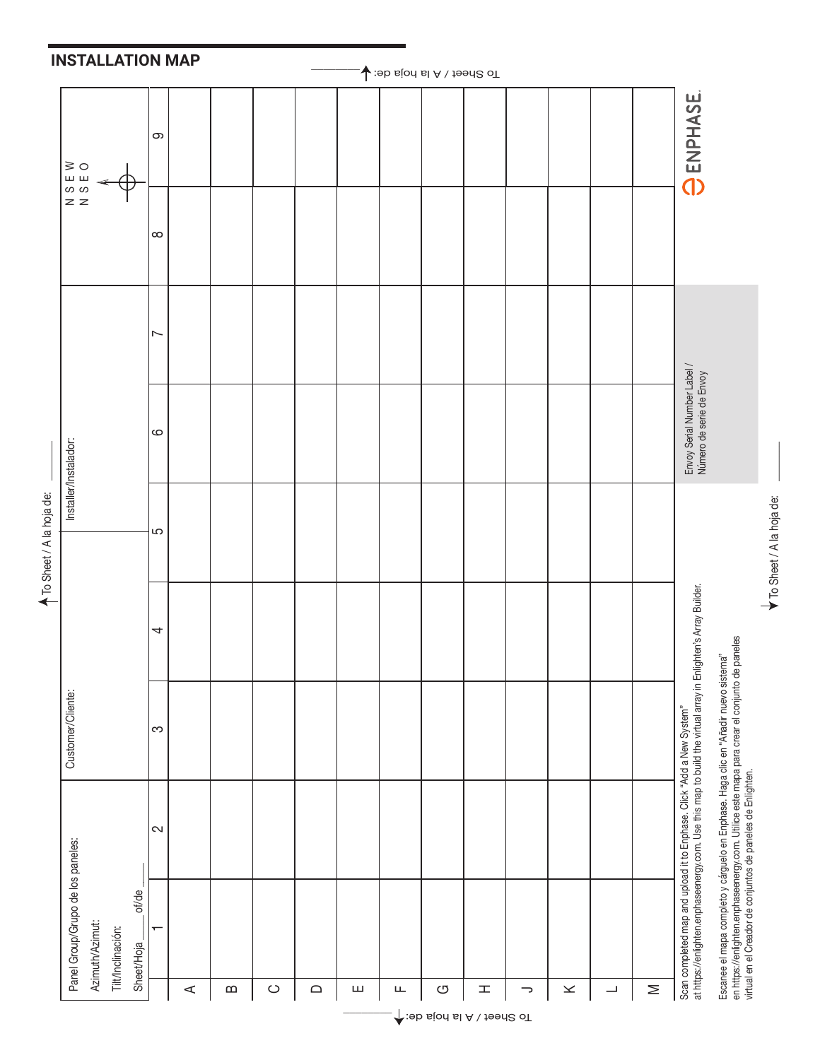## INSTALLATION MAP

To Sheet / A la hoja de: ____

Panel Group/Grupo de los paneles:

Azimuth/Azimut:

Tilt/Inclinación:

Sheet/Hoja ____ of/de ____

Customer/Cliente:

Installer/Instalador:

N S E W
N S E O

| | 1 | 2 | 3 | 4 | 5 | 6 | 7 | 8 | 9 |
|---|---|---|---|---|---|---|---|---|---|
| A | | | | | | | | | |
| B | | | | | | | | | |
| C | | | | | | | | | |
| D | | | | | | | | | |
| E | | | | | | | | | |
| F | | | | | | | | | |
| G | | | | | | | | | |
| H | | | | | | | | | |
| J | | | | | | | | | |
| K | | | | | | | | | |
| L | | | | | | | | | |
| M | | | | | | | | | |

To Sheet / A la hoja de: ____

To Sheet / A la hoja de: ____

Scan completed map and upload it to Enphase. Click "Add a New System" at https://enlighten.enphaseenergy.com. Use this map to build the virtual array in Enlighten's Array Builder.

Escanee el mapa completo y cárguelo en Enphase. Haga clic en "Añadir nuevo sistema" en https://enlighten.enphaseenergy.com. Utilice este mapa para crear el conjunto de paneles virtual en el Creador de conjuntos de paneles de Enlighten.

Envoy Serial Number Label / Número de serie de Envoy

To Sheet / A la hoja de: ____

ENPHASE.